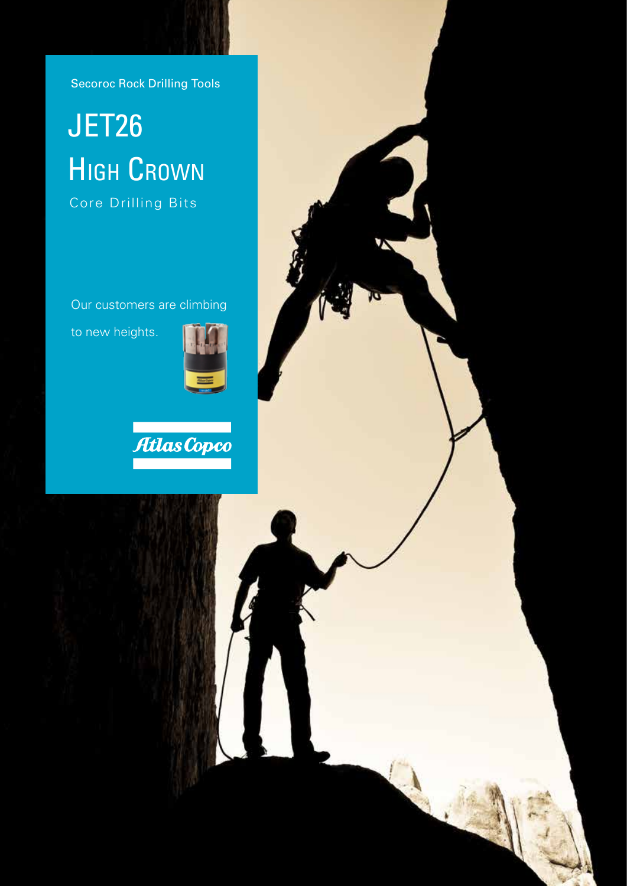Secoroc Rock Drilling Tools

# JET26 High Crown

Core Drilling Bits

Our customers are climbing to new heights.

Atlas Copco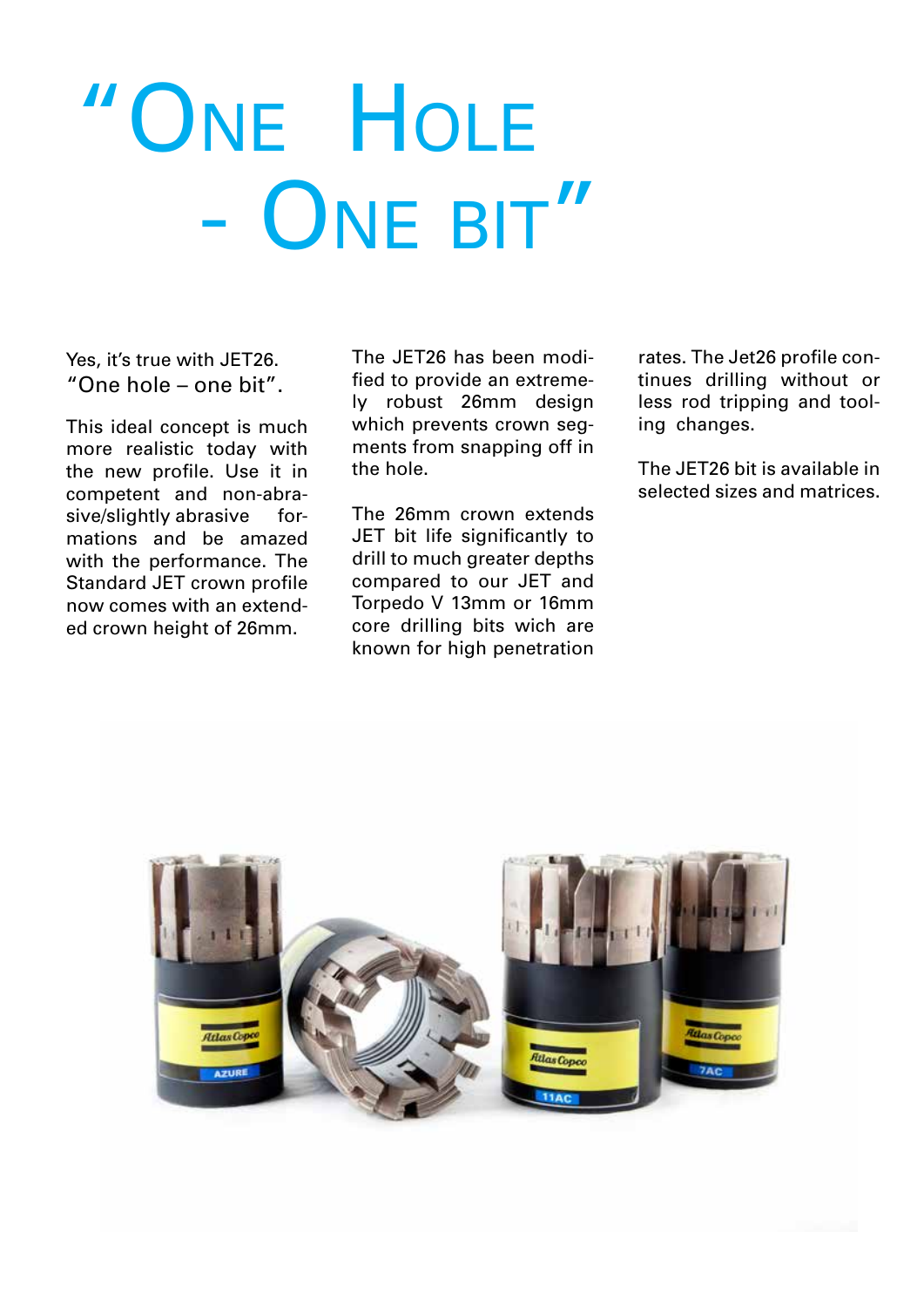# "One Hole - One bit"

Yes, it's true with JET26. "One hole – one bit".

This ideal concept is much more realistic today with the new profile. Use it in competent and non-abrasive/slightly abrasive formations and be amazed with the performance. The Standard JET crown profile now comes with an extended crown height of 26mm.

The JET26 has been modified to provide an extremely robust 26mm design which prevents crown segments from snapping off in the hole.

The 26mm crown extends JET bit life significantly to drill to much greater depths compared to our JET and Torpedo V 13mm or 16mm core drilling bits wich are known for high penetration rates. The Jet26 profile continues drilling without or less rod tripping and tooling changes.

The JET26 bit is available in selected sizes and matrices.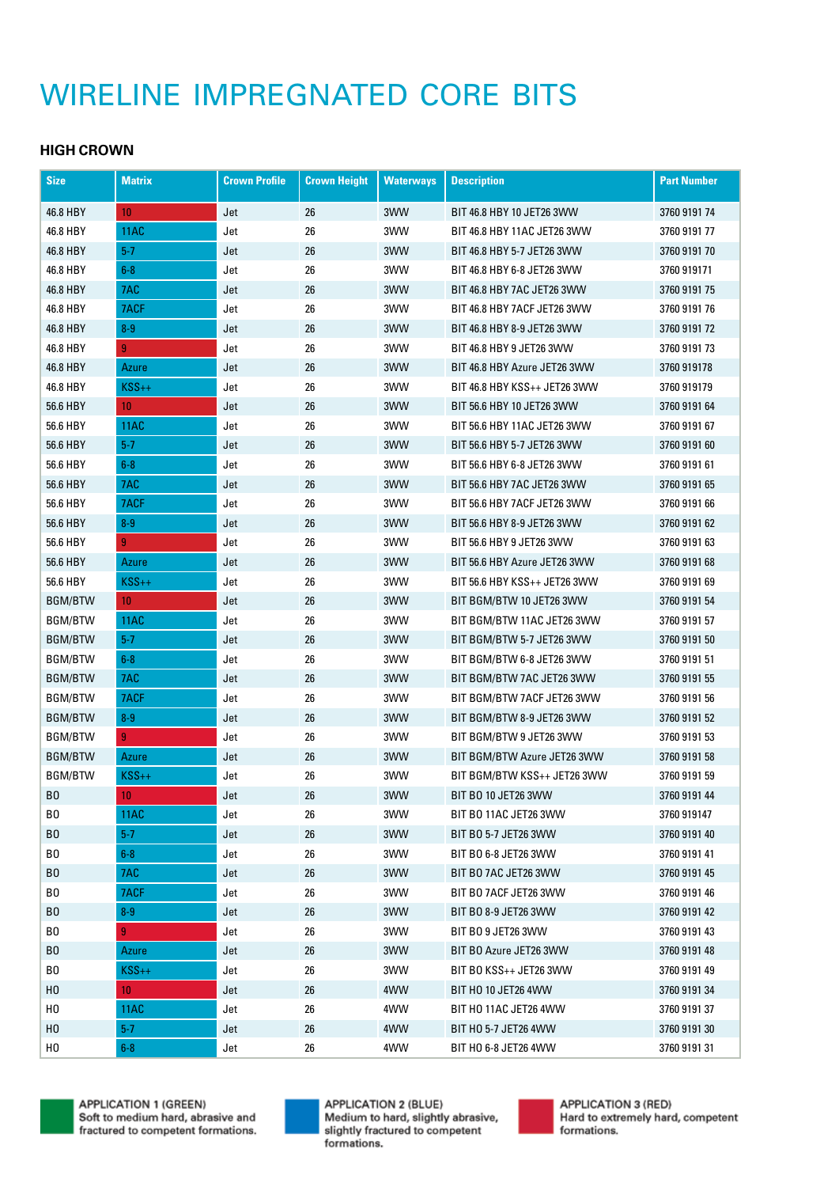# WIRELINE IMPREGNATED CORE BITS

## HIGH CROWN

| Size | Matrix | Crown Profile | Crown Height | Waterways | Description | Part Number |
|---|---|---|---|---|---|---|
| 46.8 HBY | 10 | Jet | 26 | 3WW | BIT 46.8 HBY 10 JET26 3WW | 3760 9191 74 |
| 46.8 HBY | 11AC | Jet | 26 | 3WW | BIT 46.8 HBY 11AC JET26 3WW | 3760 9191 77 |
| 46.8 HBY | 5-7 | Jet | 26 | 3WW | BIT 46.8 HBY 5-7 JET26 3WW | 3760 9191 70 |
| 46.8 HBY | 6-8 | Jet | 26 | 3WW | BIT 46.8 HBY 6-8 JET26 3WW | 3760 919171 |
| 46.8 HBY | 7AC | Jet | 26 | 3WW | BIT 46.8 HBY 7AC JET26 3WW | 3760 9191 75 |
| 46.8 HBY | 7ACF | Jet | 26 | 3WW | BIT 46.8 HBY 7ACF JET26 3WW | 3760 9191 76 |
| 46.8 HBY | 8-9 | Jet | 26 | 3WW | BIT 46.8 HBY 8-9 JET26 3WW | 3760 9191 72 |
| 46.8 HBY | 9 | Jet | 26 | 3WW | BIT 46.8 HBY 9 JET26 3WW | 3760 9191 73 |
| 46.8 HBY | Azure | Jet | 26 | 3WW | BIT 46.8 HBY Azure JET26 3WW | 3760 919178 |
| 46.8 HBY | KSS++ | Jet | 26 | 3WW | BIT 46.8 HBY KSS++ JET26 3WW | 3760 919179 |
| 56.6 HBY | 10 | Jet | 26 | 3WW | BIT 56.6 HBY 10 JET26 3WW | 3760 9191 64 |
| 56.6 HBY | 11AC | Jet | 26 | 3WW | BIT 56.6 HBY 11AC JET26 3WW | 3760 9191 67 |
| 56.6 HBY | 5-7 | Jet | 26 | 3WW | BIT 56.6 HBY 5-7 JET26 3WW | 3760 9191 60 |
| 56.6 HBY | 6-8 | Jet | 26 | 3WW | BIT 56.6 HBY 6-8 JET26 3WW | 3760 9191 61 |
| 56.6 HBY | 7AC | Jet | 26 | 3WW | BIT 56.6 HBY 7AC JET26 3WW | 3760 9191 65 |
| 56.6 HBY | 7ACF | Jet | 26 | 3WW | BIT 56.6 HBY 7ACF JET26 3WW | 3760 9191 66 |
| 56.6 HBY | 8-9 | Jet | 26 | 3WW | BIT 56.6 HBY 8-9 JET26 3WW | 3760 9191 62 |
| 56.6 HBY | 9 | Jet | 26 | 3WW | BIT 56.6 HBY 9 JET26 3WW | 3760 9191 63 |
| 56.6 HBY | Azure | Jet | 26 | 3WW | BIT 56.6 HBY Azure JET26 3WW | 3760 9191 68 |
| 56.6 HBY | KSS++ | Jet | 26 | 3WW | BIT 56.6 HBY KSS++ JET26 3WW | 3760 9191 69 |
| BGM/BTW | 10 | Jet | 26 | 3WW | BIT BGM/BTW 10 JET26 3WW | 3760 9191 54 |
| BGM/BTW | 11AC | Jet | 26 | 3WW | BIT BGM/BTW 11AC JET26 3WW | 3760 9191 57 |
| BGM/BTW | 5-7 | Jet | 26 | 3WW | BIT BGM/BTW 5-7 JET26 3WW | 3760 9191 50 |
| BGM/BTW | 6-8 | Jet | 26 | 3WW | BIT BGM/BTW 6-8 JET26 3WW | 3760 9191 51 |
| BGM/BTW | 7AC | Jet | 26 | 3WW | BIT BGM/BTW 7AC JET26 3WW | 3760 9191 55 |
| BGM/BTW | 7ACF | Jet | 26 | 3WW | BIT BGM/BTW 7ACF JET26 3WW | 3760 9191 56 |
| BGM/BTW | 8-9 | Jet | 26 | 3WW | BIT BGM/BTW 8-9 JET26 3WW | 3760 9191 52 |
| BGM/BTW | 9 | Jet | 26 | 3WW | BIT BGM/BTW 9 JET26 3WW | 3760 9191 53 |
| BGM/BTW | Azure | Jet | 26 | 3WW | BIT BGM/BTW Azure JET26 3WW | 3760 9191 58 |
| BGM/BTW | KSS++ | Jet | 26 | 3WW | BIT BGM/BTW KSS++ JET26 3WW | 3760 9191 59 |
| BO | 10 | Jet | 26 | 3WW | BIT BO 10 JET26 3WW | 3760 9191 44 |
| BO | 11AC | Jet | 26 | 3WW | BIT BO 11AC JET26 3WW | 3760 919147 |
| BO | 5-7 | Jet | 26 | 3WW | BIT BO 5-7 JET26 3WW | 3760 9191 40 |
| BO | 6-8 | Jet | 26 | 3WW | BIT BO 6-8 JET26 3WW | 3760 9191 41 |
| BO | 7AC | Jet | 26 | 3WW | BIT BO 7AC JET26 3WW | 3760 9191 45 |
| BO | 7ACF | Jet | 26 | 3WW | BIT BO 7ACF JET26 3WW | 3760 9191 46 |
| BO | 8-9 | Jet | 26 | 3WW | BIT BO 8-9 JET26 3WW | 3760 9191 42 |
| BO | 9 | Jet | 26 | 3WW | BIT BO 9 JET26 3WW | 3760 9191 43 |
| BO | Azure | Jet | 26 | 3WW | BIT BO Azure JET26 3WW | 3760 9191 48 |
| BO | KSS++ | Jet | 26 | 3WW | BIT BO KSS++ JET26 3WW | 3760 9191 49 |
| HO | 10 | Jet | 26 | 4WW | BIT HO 10 JET26 4WW | 3760 9191 34 |
| HO | 11AC | Jet | 26 | 4WW | BIT HO 11AC JET26 4WW | 3760 9191 37 |
| HO | 5-7 | Jet | 26 | 4WW | BIT HO 5-7 JET26 4WW | 3760 9191 30 |
| HO | 6-8 | Jet | 26 | 4WW | BIT HO 6-8 JET26 4WW | 3760 9191 31 |

**APPLICATION 1 (GREEN)**
Soft to medium hard, abrasive and fractured to competent formations.

**APPLICATION 2 (BLUE)**
Medium to hard, slightly abrasive, slightly fractured to competent formations.

**APPLICATION 3 (RED)**
Hard to extremely hard, competent formations.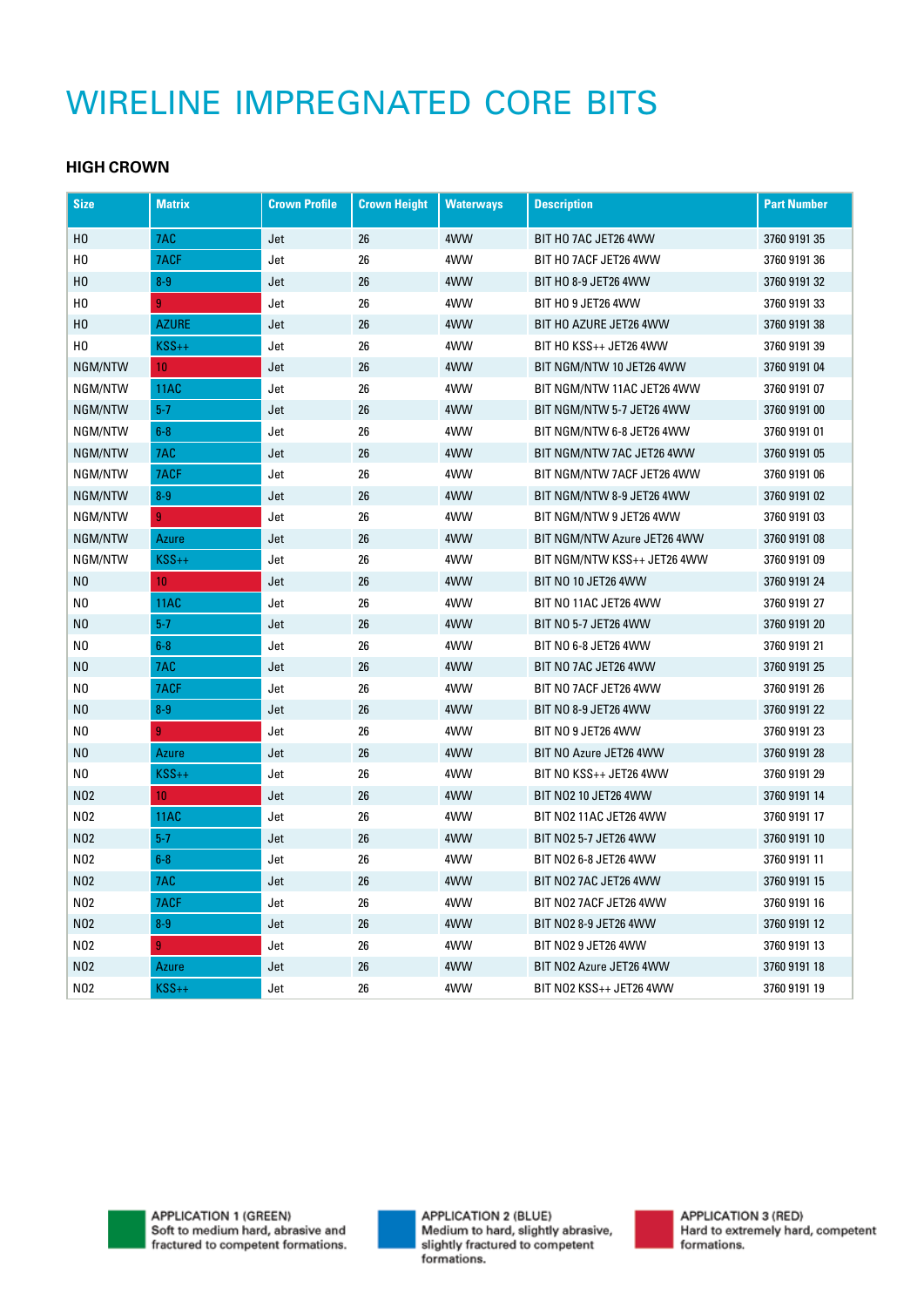# WIRELINE IMPREGNATED CORE BITS

### HIGH CROWN

| Size | Matrix | Crown Profile | Crown Height | Waterways | Description | Part Number |
|---|---|---|---|---|---|---|
| HO | 7AC | Jet | 26 | 4WW | BIT HO 7AC JET26 4WW | 3760 9191 35 |
| HO | 7ACF | Jet | 26 | 4WW | BIT HO 7ACF JET26 4WW | 3760 9191 36 |
| HO | 8-9 | Jet | 26 | 4WW | BIT HO 8-9 JET26 4WW | 3760 9191 32 |
| HO | 9 | Jet | 26 | 4WW | BIT HO 9 JET26 4WW | 3760 9191 33 |
| HO | AZURE | Jet | 26 | 4WW | BIT HO AZURE JET26 4WW | 3760 9191 38 |
| HO | KSS++ | Jet | 26 | 4WW | BIT HO KSS++ JET26 4WW | 3760 9191 39 |
| NGM/NTW | 10 | Jet | 26 | 4WW | BIT NGM/NTW 10 JET26 4WW | 3760 9191 04 |
| NGM/NTW | 11AC | Jet | 26 | 4WW | BIT NGM/NTW 11AC JET26 4WW | 3760 9191 07 |
| NGM/NTW | 5-7 | Jet | 26 | 4WW | BIT NGM/NTW 5-7 JET26 4WW | 3760 9191 00 |
| NGM/NTW | 6-8 | Jet | 26 | 4WW | BIT NGM/NTW 6-8 JET26 4WW | 3760 9191 01 |
| NGM/NTW | 7AC | Jet | 26 | 4WW | BIT NGM/NTW 7AC JET26 4WW | 3760 9191 05 |
| NGM/NTW | 7ACF | Jet | 26 | 4WW | BIT NGM/NTW 7ACF JET26 4WW | 3760 9191 06 |
| NGM/NTW | 8-9 | Jet | 26 | 4WW | BIT NGM/NTW 8-9 JET26 4WW | 3760 9191 02 |
| NGM/NTW | 9 | Jet | 26 | 4WW | BIT NGM/NTW 9 JET26 4WW | 3760 9191 03 |
| NGM/NTW | Azure | Jet | 26 | 4WW | BIT NGM/NTW Azure JET26 4WW | 3760 9191 08 |
| NGM/NTW | KSS++ | Jet | 26 | 4WW | BIT NGM/NTW KSS++ JET26 4WW | 3760 9191 09 |
| NO | 10 | Jet | 26 | 4WW | BIT NO 10 JET26 4WW | 3760 9191 24 |
| NO | 11AC | Jet | 26 | 4WW | BIT NO 11AC JET26 4WW | 3760 9191 27 |
| NO | 5-7 | Jet | 26 | 4WW | BIT NO 5-7 JET26 4WW | 3760 9191 20 |
| NO | 6-8 | Jet | 26 | 4WW | BIT NO 6-8 JET26 4WW | 3760 9191 21 |
| NO | 7AC | Jet | 26 | 4WW | BIT NO 7AC JET26 4WW | 3760 9191 25 |
| NO | 7ACF | Jet | 26 | 4WW | BIT NO 7ACF JET26 4WW | 3760 9191 26 |
| NO | 8-9 | Jet | 26 | 4WW | BIT NO 8-9 JET26 4WW | 3760 9191 22 |
| NO | 9 | Jet | 26 | 4WW | BIT NO 9 JET26 4WW | 3760 9191 23 |
| NO | Azure | Jet | 26 | 4WW | BIT NO Azure JET26 4WW | 3760 9191 28 |
| NO | KSS++ | Jet | 26 | 4WW | BIT NO KSS++ JET26 4WW | 3760 9191 29 |
| NO2 | 10 | Jet | 26 | 4WW | BIT NO2 10 JET26 4WW | 3760 9191 14 |
| NO2 | 11AC | Jet | 26 | 4WW | BIT NO2 11AC JET26 4WW | 3760 9191 17 |
| NO2 | 5-7 | Jet | 26 | 4WW | BIT NO2 5-7 JET26 4WW | 3760 9191 10 |
| NO2 | 6-8 | Jet | 26 | 4WW | BIT NO2 6-8 JET26 4WW | 3760 9191 11 |
| NO2 | 7AC | Jet | 26 | 4WW | BIT NO2 7AC JET26 4WW | 3760 9191 15 |
| NO2 | 7ACF | Jet | 26 | 4WW | BIT NO2 7ACF JET26 4WW | 3760 9191 16 |
| NO2 | 8-9 | Jet | 26 | 4WW | BIT NO2 8-9 JET26 4WW | 3760 9191 12 |
| NO2 | 9 | Jet | 26 | 4WW | BIT NO2 9 JET26 4WW | 3760 9191 13 |
| NO2 | Azure | Jet | 26 | 4WW | BIT NO2 Azure JET26 4WW | 3760 9191 18 |
| NO2 | KSS++ | Jet | 26 | 4WW | BIT NO2 KSS++ JET26 4WW | 3760 9191 19 |

**APPLICATION 1 (GREEN)**
Soft to medium hard, abrasive and fractured to competent formations.

**APPLICATION 2 (BLUE)**
Medium to hard, slightly abrasive, slightly fractured to competent formations.

**APPLICATION 3 (RED)**
Hard to extremely hard, competent formations.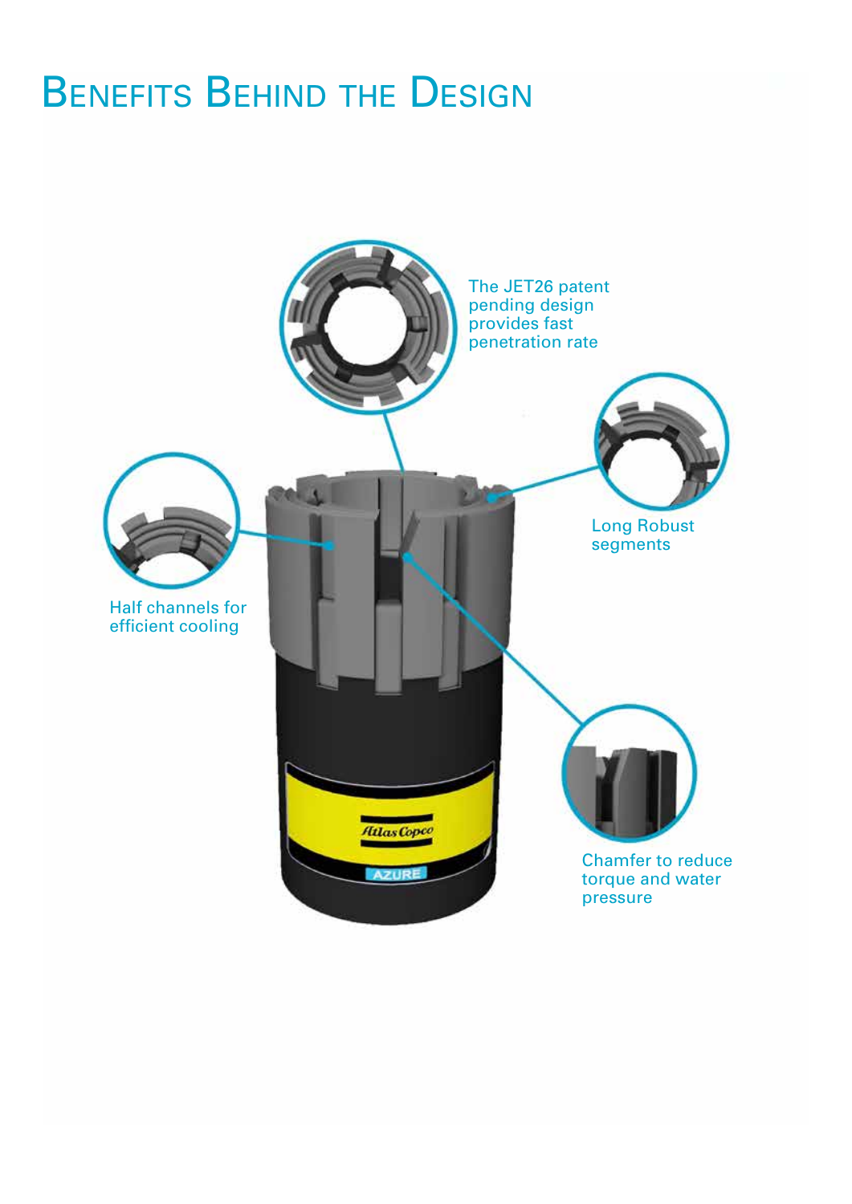# Benefits Behind the Design

The JET26 patent pending design provides fast penetration rate

Long Robust segments

Half channels for efficient cooling

Chamfer to reduce torque and water pressure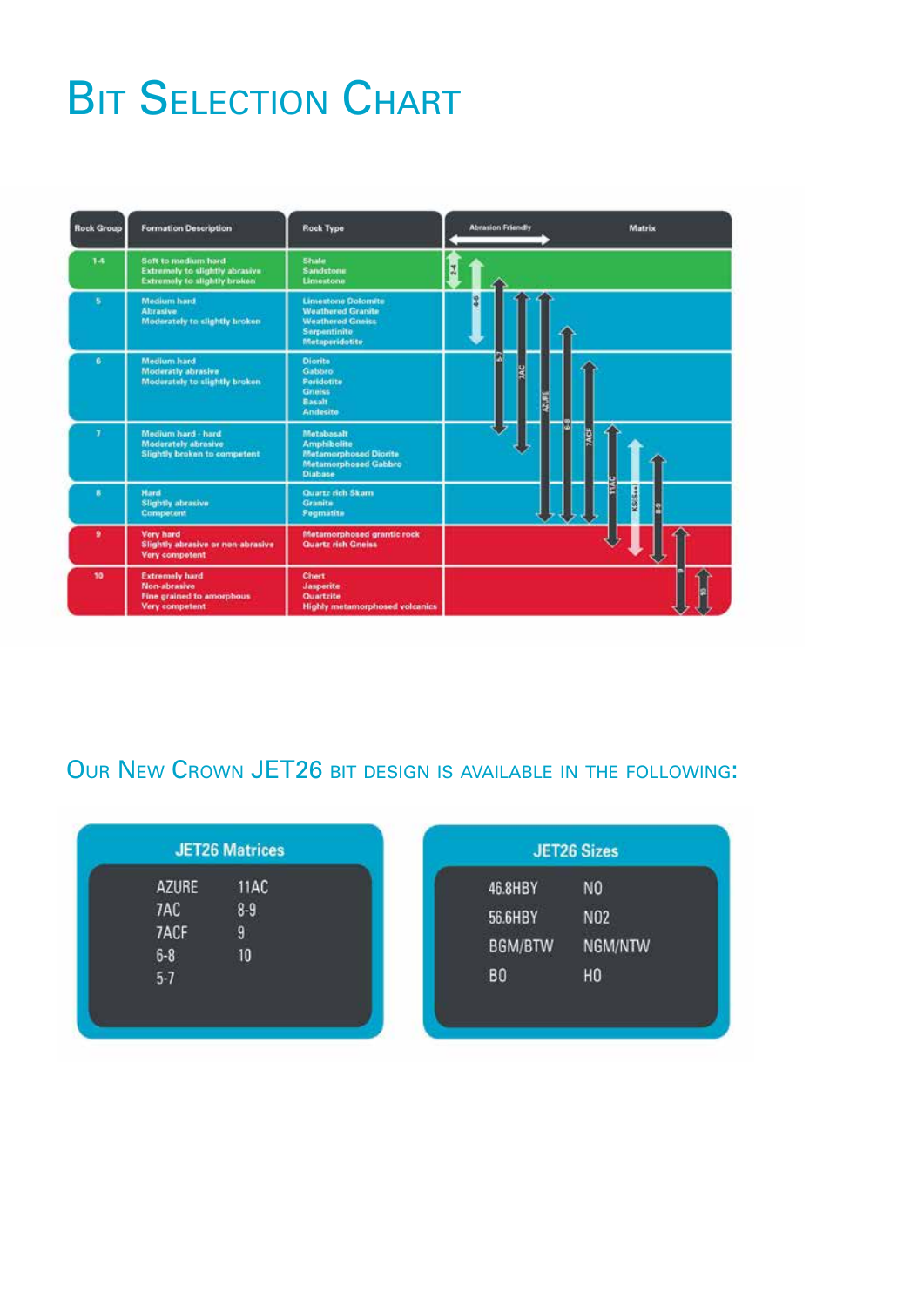# Bit Selection Chart

| Rock Group | Formation Description | Rock Type | Abrasion Friendly → Matrix |
|---|---|---|---|
| 1-4 | Soft to medium hard<br>Extremely to slightly abrasive<br>Extremely to slightly broken | Shale<br>Sandstone<br>Limestone | |
| 5 | Medium hard<br>Abrasive<br>Moderately to slightly broken | Limestone Dolomite<br>Weathered Granite<br>Weathered Gneiss<br>Serpentinite<br>Metaperidotite | |
| 6 | Medium hard<br>Moderatly abrasive<br>Moderately to slightly broken | Diorite<br>Gabbro<br>Peridotite<br>Gneiss<br>Basalt<br>Andesite | |
| 7 | Medium hard - hard<br>Moderately abrasive<br>Slightly broken to competent | Metabasalt<br>Amphibolite<br>Metamorphosed Diorite<br>Metamorphosed Gabbro<br>Diabase | |
| 8 | Hard<br>Slightly abrasive<br>Competent | Quartz rich Skarn<br>Granite<br>Pegmatite | |
| 9 | Very hard<br>Slightly abrasive or non-abrasive<br>Very competent | Metamorphosed grantic rock<br>Quartz rich Gneiss | |
| 10 | Extremely hard<br>Non-abrasive<br>Fine grained to amorphous<br>Very competent | Chert<br>Jasperite<br>Quartzite<br>Highly metamorphosed volcanics | |

Matrix arrows: 2-4, 4-6, 5-7, 7AC, AZURE, 6-8, 7ACF, 11AC, KS(S++), 8-9, 9, 10

## Our New Crown JET26 bit design is available in the following:

**JET26 Matrices**

| | |
|---|---|
| AZURE | 11AC |
| 7AC | 8-9 |
| 7ACF | 9 |
| 6-8 | 10 |
| 5-7 | |

**JET26 Sizes**

| | |
|---|---|
| 46.8HBY | NO |
| 56.6HBY | NO2 |
| BGM/BTW | NGM/NTW |
| BO | HO |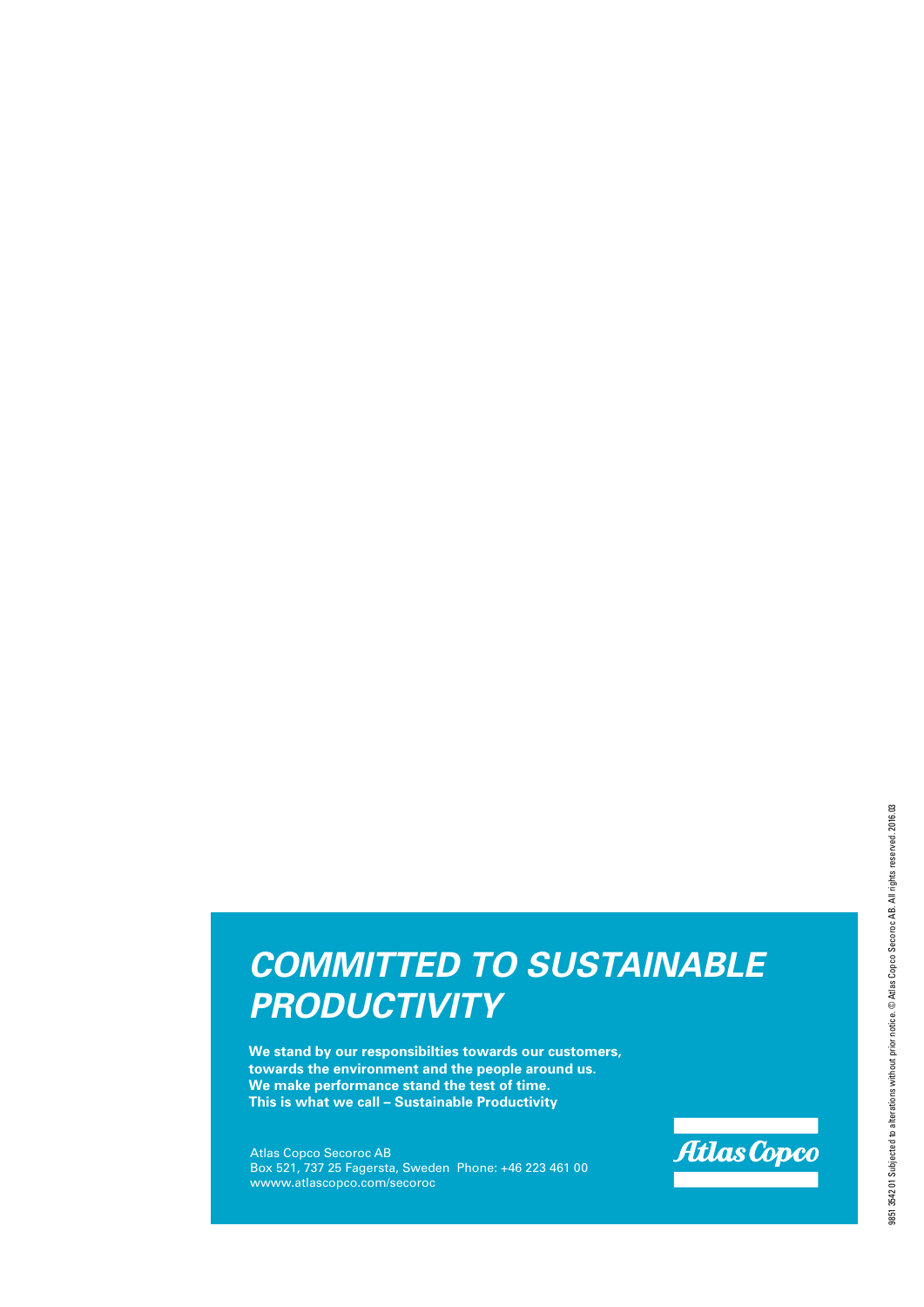# *COMMITTED TO SUSTAINABLE PRODUCTIVITY*

**We stand by our responsibilties towards our customers, towards the environment and the people around us. We make performance stand the test of time. This is what we call – Sustainable Productivity**

Atlas Copco Secoroc AB
Box 521, 737 25 Fagersta, Sweden Phone: +46 223 461 00
wwww.atlascopco.com/secoroc

Atlas Copco

9851 3542 01 Subjected to alterations without prior notice. © Atlas Copco Secoroc AB. All rights reserved. 2016.03